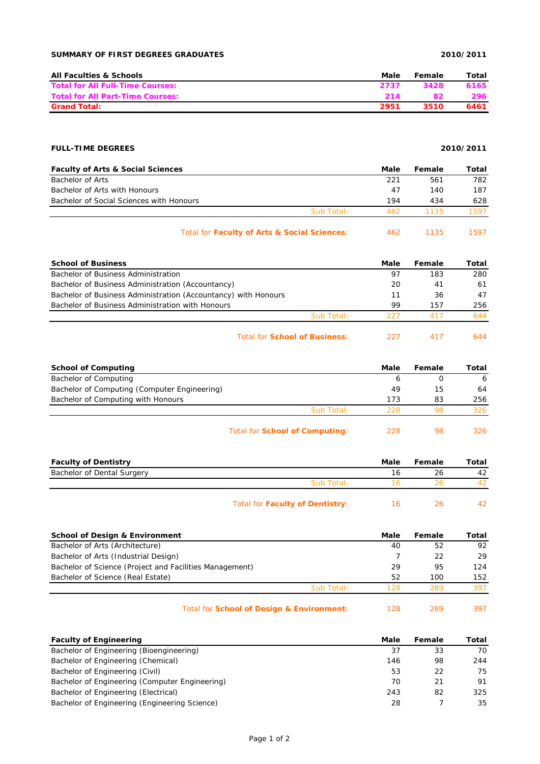## SUMMARY OF FIRST DEGREES GRADUATES 2010/2011

| All Faculties & Schools | Male | Female | Total |
|---|---|---|---|
| **Total for All Full-Time Courses:** | **2737** | **3428** | **6165** |
| **Total for All Part-Time Courses:** | **214** | **82** | **296** |
| **Grand Total:** | **2951** | **3510** | **6461** |

## FULL-TIME DEGREES 2010/2011

| Faculty of Arts & Social Sciences | Male | Female | Total |
|---|---|---|---|
| Bachelor of Arts | 221 | 561 | 782 |
| Bachelor of Arts with Honours | 47 | 140 | 187 |
| Bachelor of Social Sciences with Honours | 194 | 434 | 628 |
| Sub Total: | 462 | 1135 | 1597 |
| Total for **Faculty of Arts & Social Sciences**: | 462 | 1135 | 1597 |

| School of Business | Male | Female | Total |
|---|---|---|---|
| Bachelor of Business Administration | 97 | 183 | 280 |
| Bachelor of Business Administration (Accountancy) | 20 | 41 | 61 |
| Bachelor of Business Administration (Accountancy) with Honours | 11 | 36 | 47 |
| Bachelor of Business Administration with Honours | 99 | 157 | 256 |
| Sub Total: | 227 | 417 | 644 |
| Total for **School of Business**: | 227 | 417 | 644 |

| School of Computing | Male | Female | Total |
|---|---|---|---|
| Bachelor of Computing | 6 | 0 | 6 |
| Bachelor of Computing (Computer Engineering) | 49 | 15 | 64 |
| Bachelor of Computing with Honours | 173 | 83 | 256 |
| Sub Total: | 228 | 98 | 326 |
| Total for **School of Computing**: | 228 | 98 | 326 |

| Faculty of Dentistry | Male | Female | Total |
|---|---|---|---|
| Bachelor of Dental Surgery | 16 | 26 | 42 |
| Sub Total: | 16 | 26 | 42 |
| Total for **Faculty of Dentistry**: | 16 | 26 | 42 |

| School of Design & Environment | Male | Female | Total |
|---|---|---|---|
| Bachelor of Arts (Architecture) | 40 | 52 | 92 |
| Bachelor of Arts (Industrial Design) | 7 | 22 | 29 |
| Bachelor of Science (Project and Facilities Management) | 29 | 95 | 124 |
| Bachelor of Science (Real Estate) | 52 | 100 | 152 |
| Sub Total: | 128 | 269 | 397 |
| Total for **School of Design & Environment**: | 128 | 269 | 397 |

| Faculty of Engineering | Male | Female | Total |
|---|---|---|---|
| Bachelor of Engineering (Bioengineering) | 37 | 33 | 70 |
| Bachelor of Engineering (Chemical) | 146 | 98 | 244 |
| Bachelor of Engineering (Civil) | 53 | 22 | 75 |
| Bachelor of Engineering (Computer Engineering) | 70 | 21 | 91 |
| Bachelor of Engineering (Electrical) | 243 | 82 | 325 |
| Bachelor of Engineering (Engineering Science) | 28 | 7 | 35 |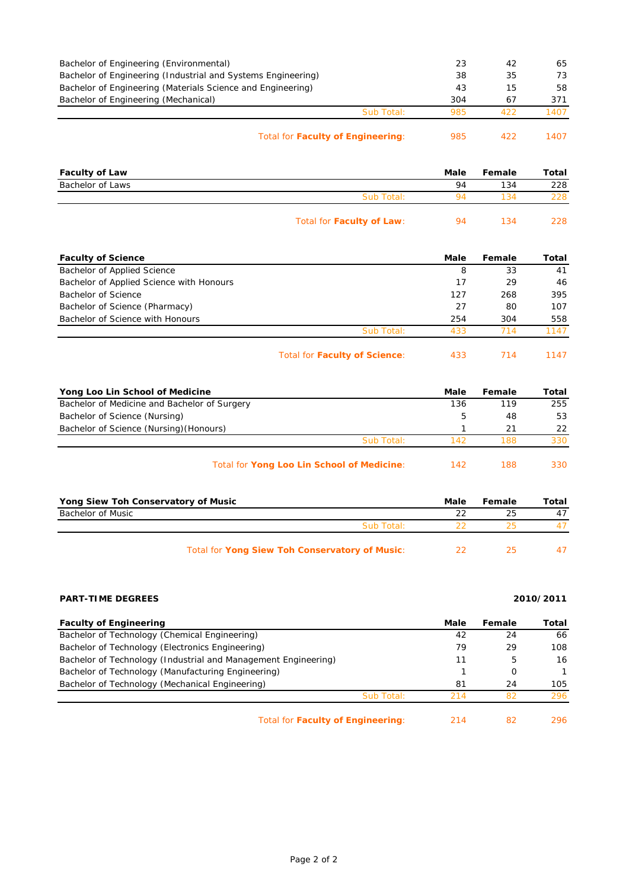| | Male | Female | Total |
|---|---|---|---|
| Bachelor of Engineering (Environmental) | 23 | 42 | 65 |
| Bachelor of Engineering (Industrial and Systems Engineering) | 38 | 35 | 73 |
| Bachelor of Engineering (Materials Science and Engineering) | 43 | 15 | 58 |
| Bachelor of Engineering (Mechanical) | 304 | 67 | 371 |
| Sub Total: | 985 | 422 | 1407 |
| Total for **Faculty of Engineering**: | 985 | 422 | 1407 |

| **Faculty of Law** | **Male** | **Female** | **Total** |
|---|---|---|---|
| Bachelor of Laws | 94 | 134 | 228 |
| Sub Total: | 94 | 134 | 228 |
| Total for **Faculty of Law**: | 94 | 134 | 228 |

| **Faculty of Science** | **Male** | **Female** | **Total** |
|---|---|---|---|
| Bachelor of Applied Science | 8 | 33 | 41 |
| Bachelor of Applied Science with Honours | 17 | 29 | 46 |
| Bachelor of Science | 127 | 268 | 395 |
| Bachelor of Science (Pharmacy) | 27 | 80 | 107 |
| Bachelor of Science with Honours | 254 | 304 | 558 |
| Sub Total: | 433 | 714 | 1147 |
| Total for **Faculty of Science**: | 433 | 714 | 1147 |

| **Yong Loo Lin School of Medicine** | **Male** | **Female** | **Total** |
|---|---|---|---|
| Bachelor of Medicine and Bachelor of Surgery | 136 | 119 | 255 |
| Bachelor of Science (Nursing) | 5 | 48 | 53 |
| Bachelor of Science (Nursing)(Honours) | 1 | 21 | 22 |
| Sub Total: | 142 | 188 | 330 |
| Total for **Yong Loo Lin School of Medicine**: | 142 | 188 | 330 |

| **Yong Siew Toh Conservatory of Music** | **Male** | **Female** | **Total** |
|---|---|---|---|
| Bachelor of Music | 22 | 25 | 47 |
| Sub Total: | 22 | 25 | 47 |
| Total for **Yong Siew Toh Conservatory of Music**: | 22 | 25 | 47 |

**PART-TIME DEGREES** **2010/2011**

| **Faculty of Engineering** | **Male** | **Female** | **Total** |
|---|---|---|---|
| Bachelor of Technology (Chemical Engineering) | 42 | 24 | 66 |
| Bachelor of Technology (Electronics Engineering) | 79 | 29 | 108 |
| Bachelor of Technology (Industrial and Management Engineering) | 11 | 5 | 16 |
| Bachelor of Technology (Manufacturing Engineering) | 1 | 0 | 1 |
| Bachelor of Technology (Mechanical Engineering) | 81 | 24 | 105 |
| Sub Total: | 214 | 82 | 296 |
| Total for **Faculty of Engineering**: | 214 | 82 | 296 |